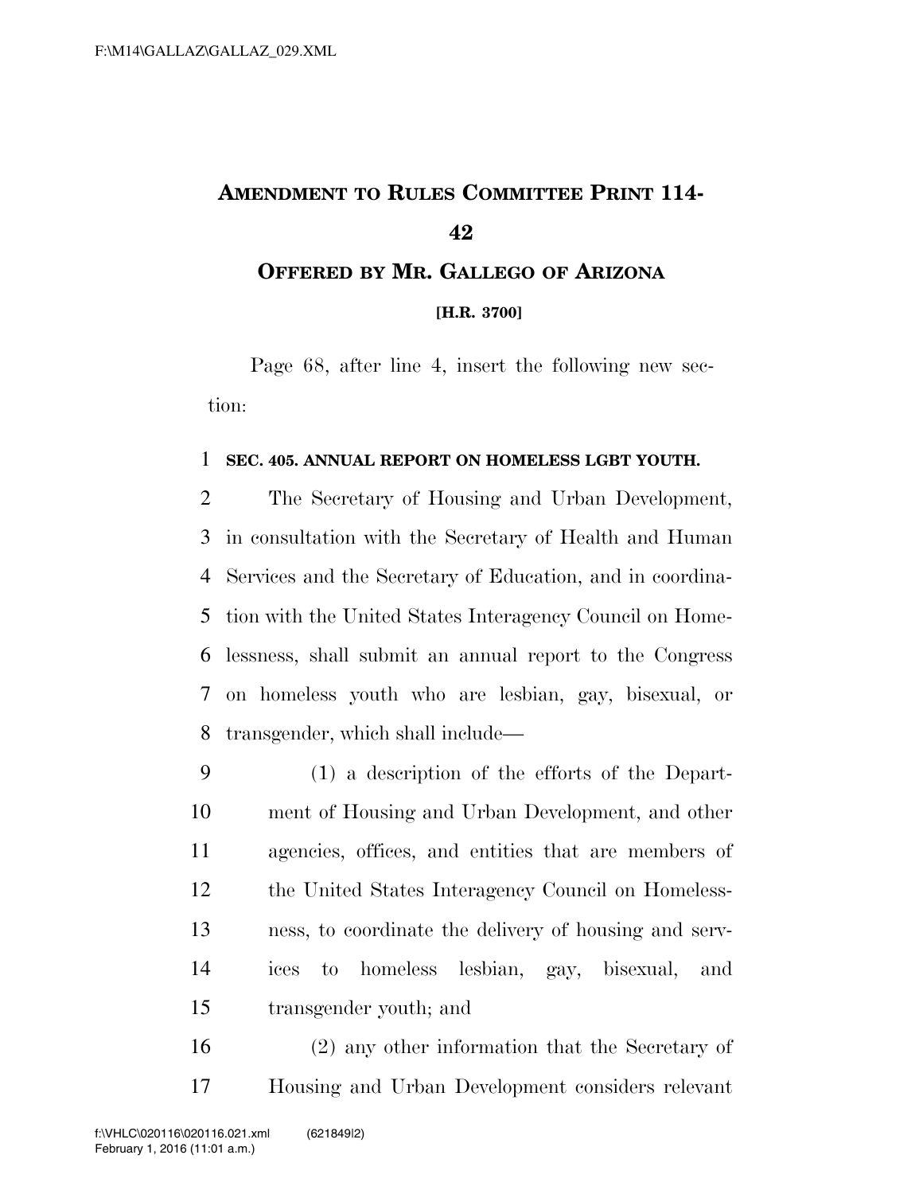# AMENDMENT TO RULES COMMITTEE PRINT 114-42

## OFFERED BY MR. GALLEGO OF ARIZONA

**[H.R. 3700]**

Page 68, after line 4, insert the following new section:

**SEC. 405. ANNUAL REPORT ON HOMELESS LGBT YOUTH.**

The Secretary of Housing and Urban Development, in consultation with the Secretary of Health and Human Services and the Secretary of Education, and in coordination with the United States Interagency Council on Homelessness, shall submit an annual report to the Congress on homeless youth who are lesbian, gay, bisexual, or transgender, which shall include—

(1) a description of the efforts of the Department of Housing and Urban Development, and other agencies, offices, and entities that are members of the United States Interagency Council on Homelessness, to coordinate the delivery of housing and services to homeless lesbian, gay, bisexual, and transgender youth; and

(2) any other information that the Secretary of Housing and Urban Development considers relevant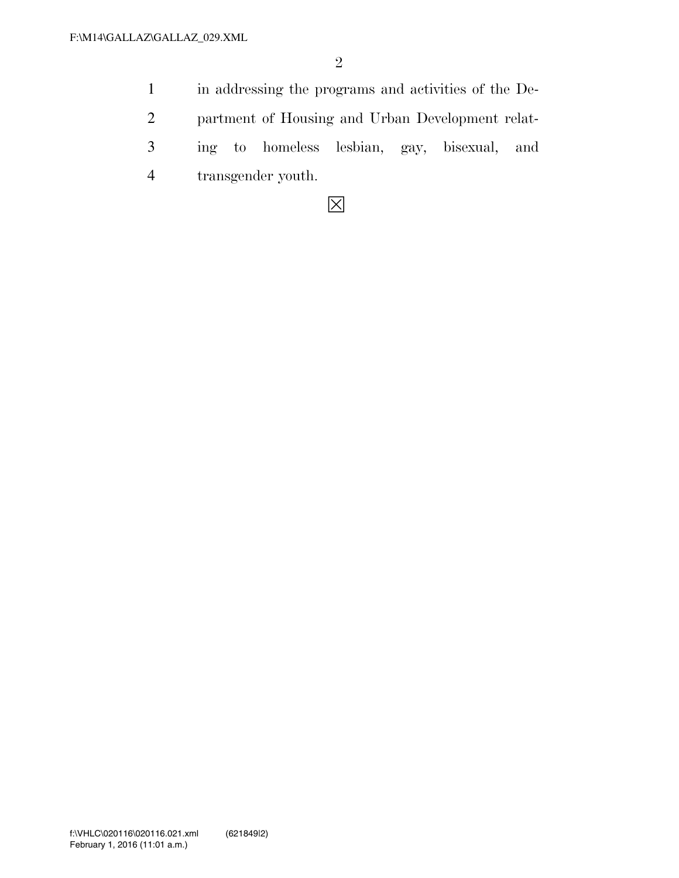in addressing the programs and activities of the Department of Housing and Urban Development relating to homeless lesbian, gay, bisexual, and transgender youth.